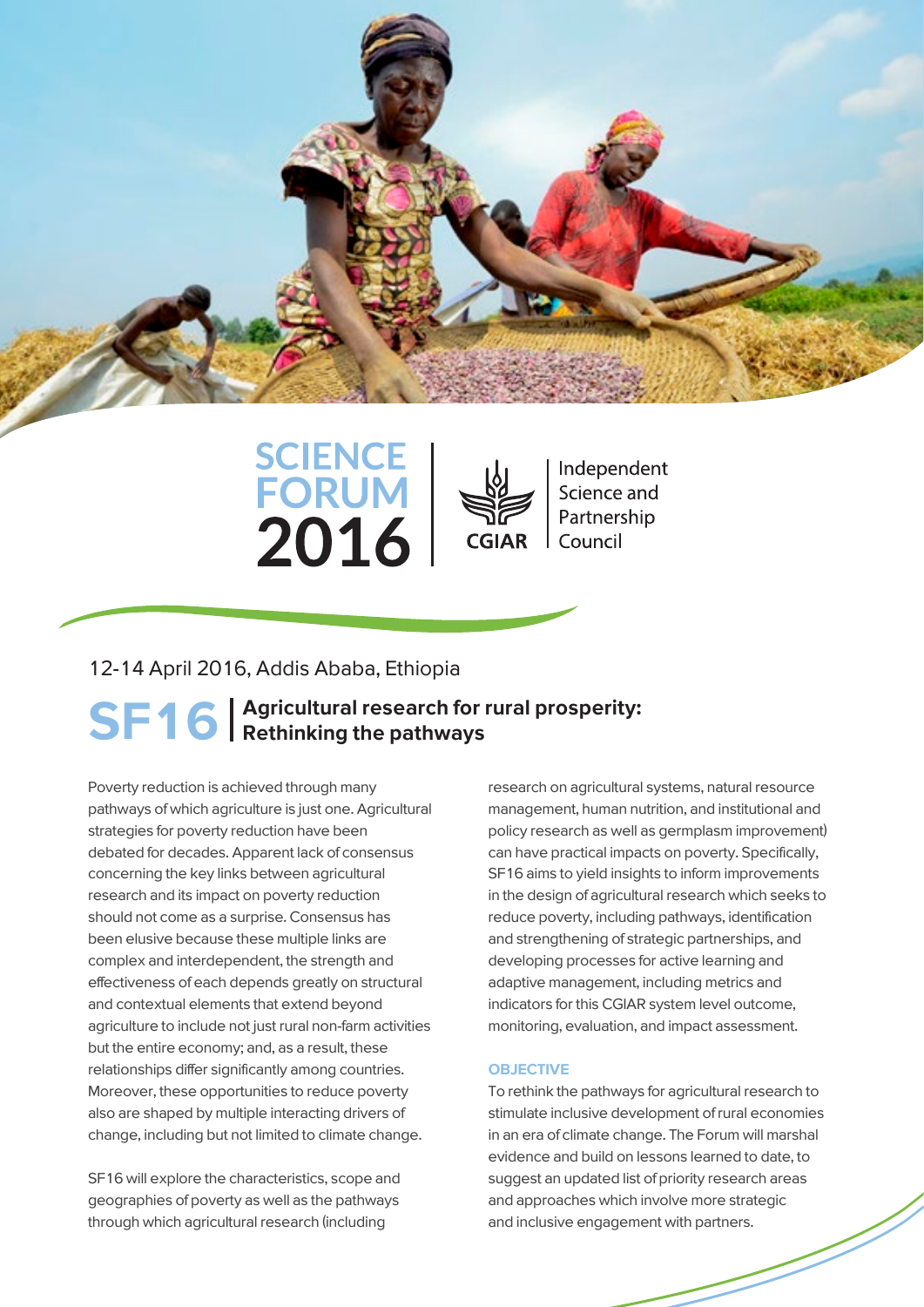# SCIENCE FORUM 2016

CGIAR | Independent Science and Partnership Council

12-14 April 2016, Addis Ababa, Ethiopia

## SF16 | Agricultural research for rural prosperity: Rethinking the pathways

Poverty reduction is achieved through many pathways of which agriculture is just one. Agricultural strategies for poverty reduction have been debated for decades. Apparent lack of consensus concerning the key links between agricultural research and its impact on poverty reduction should not come as a surprise. Consensus has been elusive because these multiple links are complex and interdependent, the strength and effectiveness of each depends greatly on structural and contextual elements that extend beyond agriculture to include not just rural non-farm activities but the entire economy; and, as a result, these relationships differ significantly among countries. Moreover, these opportunities to reduce poverty also are shaped by multiple interacting drivers of change, including but not limited to climate change.

SF16 will explore the characteristics, scope and geographies of poverty as well as the pathways through which agricultural research (including research on agricultural systems, natural resource management, human nutrition, and institutional and policy research as well as germplasm improvement) can have practical impacts on poverty. Specifically, SF16 aims to yield insights to inform improvements in the design of agricultural research which seeks to reduce poverty, including pathways, identification and strengthening of strategic partnerships, and developing processes for active learning and adaptive management, including metrics and indicators for this CGIAR system level outcome, monitoring, evaluation, and impact assessment.

### OBJECTIVE

To rethink the pathways for agricultural research to stimulate inclusive development of rural economies in an era of climate change. The Forum will marshal evidence and build on lessons learned to date, to suggest an updated list of priority research areas and approaches which involve more strategic and inclusive engagement with partners.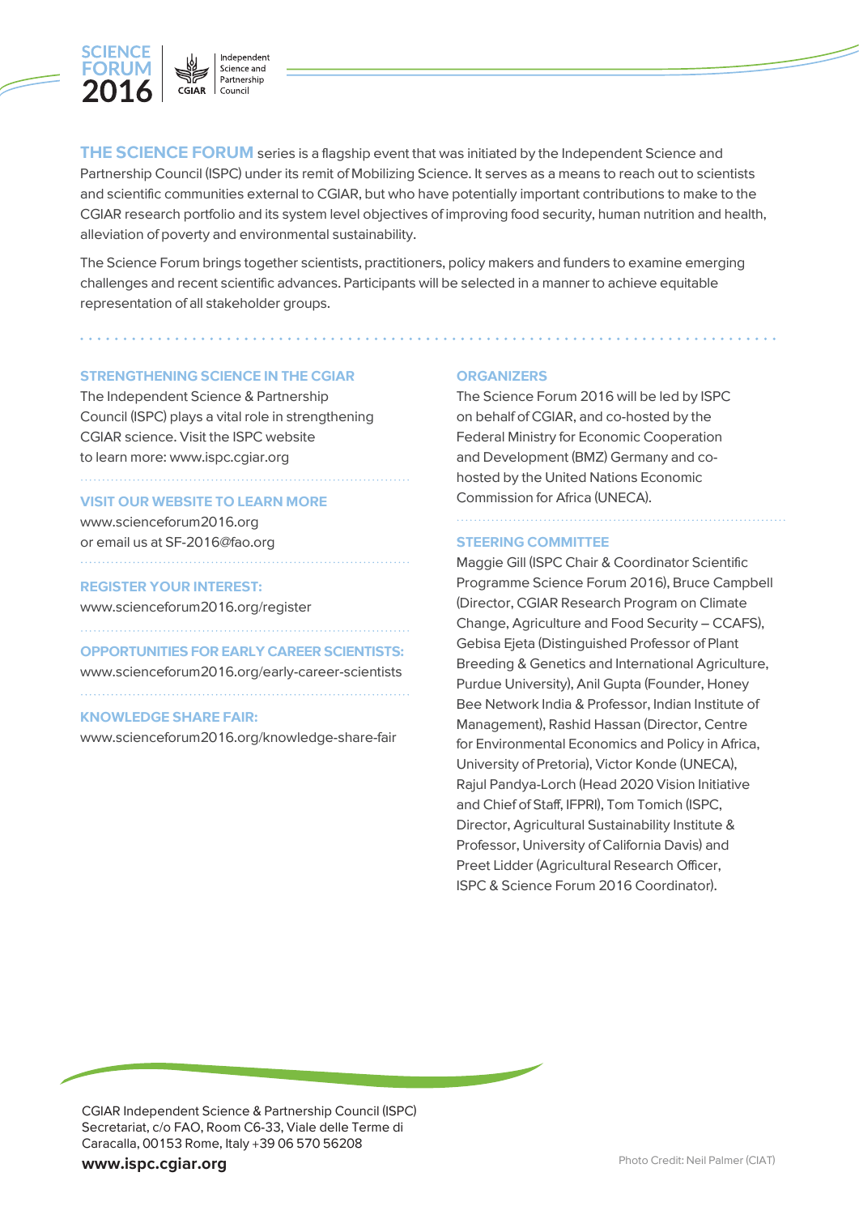SCIENCE FORUM 2016

CGIAR | Independent Science and Partnership Council

**THE SCIENCE FORUM** series is a flagship event that was initiated by the Independent Science and Partnership Council (ISPC) under its remit of Mobilizing Science. It serves as a means to reach out to scientists and scientific communities external to CGIAR, but who have potentially important contributions to make to the CGIAR research portfolio and its system level objectives of improving food security, human nutrition and health, alleviation of poverty and environmental sustainability.

The Science Forum brings together scientists, practitioners, policy makers and funders to examine emerging challenges and recent scientific advances. Participants will be selected in a manner to achieve equitable representation of all stakeholder groups.

## STRENGTHENING SCIENCE IN THE CGIAR

The Independent Science & Partnership Council (ISPC) plays a vital role in strengthening CGIAR science. Visit the ISPC website to learn more: www.ispc.cgiar.org

## VISIT OUR WEBSITE TO LEARN MORE

www.scienceforum2016.org
or email us at SF-2016@fao.org

## REGISTER YOUR INTEREST:

www.scienceforum2016.org/register

## OPPORTUNITIES FOR EARLY CAREER SCIENTISTS:

www.scienceforum2016.org/early-career-scientists

## KNOWLEDGE SHARE FAIR:

www.scienceforum2016.org/knowledge-share-fair

## ORGANIZERS

The Science Forum 2016 will be led by ISPC on behalf of CGIAR, and co-hosted by the Federal Ministry for Economic Cooperation and Development (BMZ) Germany and co-hosted by the United Nations Economic Commission for Africa (UNECA).

## STEERING COMMITTEE

Maggie Gill (ISPC Chair & Coordinator Scientific Programme Science Forum 2016), Bruce Campbell (Director, CGIAR Research Program on Climate Change, Agriculture and Food Security – CCAFS), Gebisa Ejeta (Distinguished Professor of Plant Breeding & Genetics and International Agriculture, Purdue University), Anil Gupta (Founder, Honey Bee Network India & Professor, Indian Institute of Management), Rashid Hassan (Director, Centre for Environmental Economics and Policy in Africa, University of Pretoria), Victor Konde (UNECA), Rajul Pandya-Lorch (Head 2020 Vision Initiative and Chief of Staff, IFPRI), Tom Tomich (ISPC, Director, Agricultural Sustainability Institute & Professor, University of California Davis) and Preet Lidder (Agricultural Research Officer, ISPC & Science Forum 2016 Coordinator).

CGIAR Independent Science & Partnership Council (ISPC)
Secretariat, c/o FAO, Room C6-33, Viale delle Terme di Caracalla, 00153 Rome, Italy +39 06 570 56208
**www.ispc.cgiar.org**

Photo Credit: Neil Palmer (CIAT)